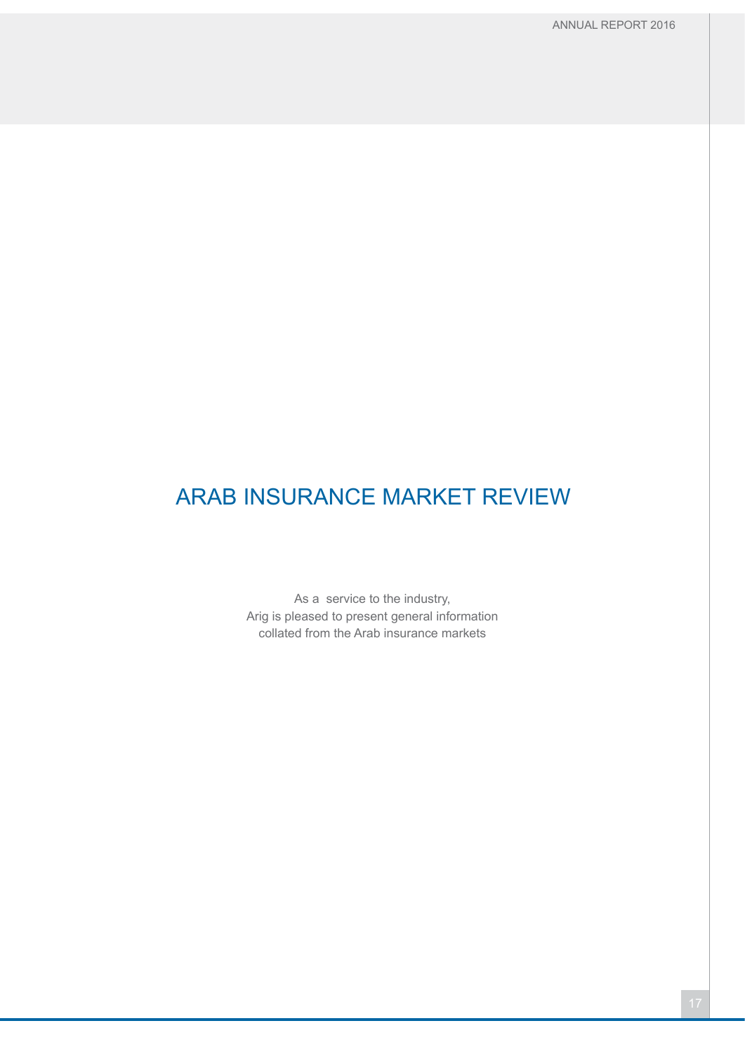# ARAB INSURANCE MARKET REVIEW

As a service to the industry,
Arig is pleased to present general information
collated from the Arab insurance markets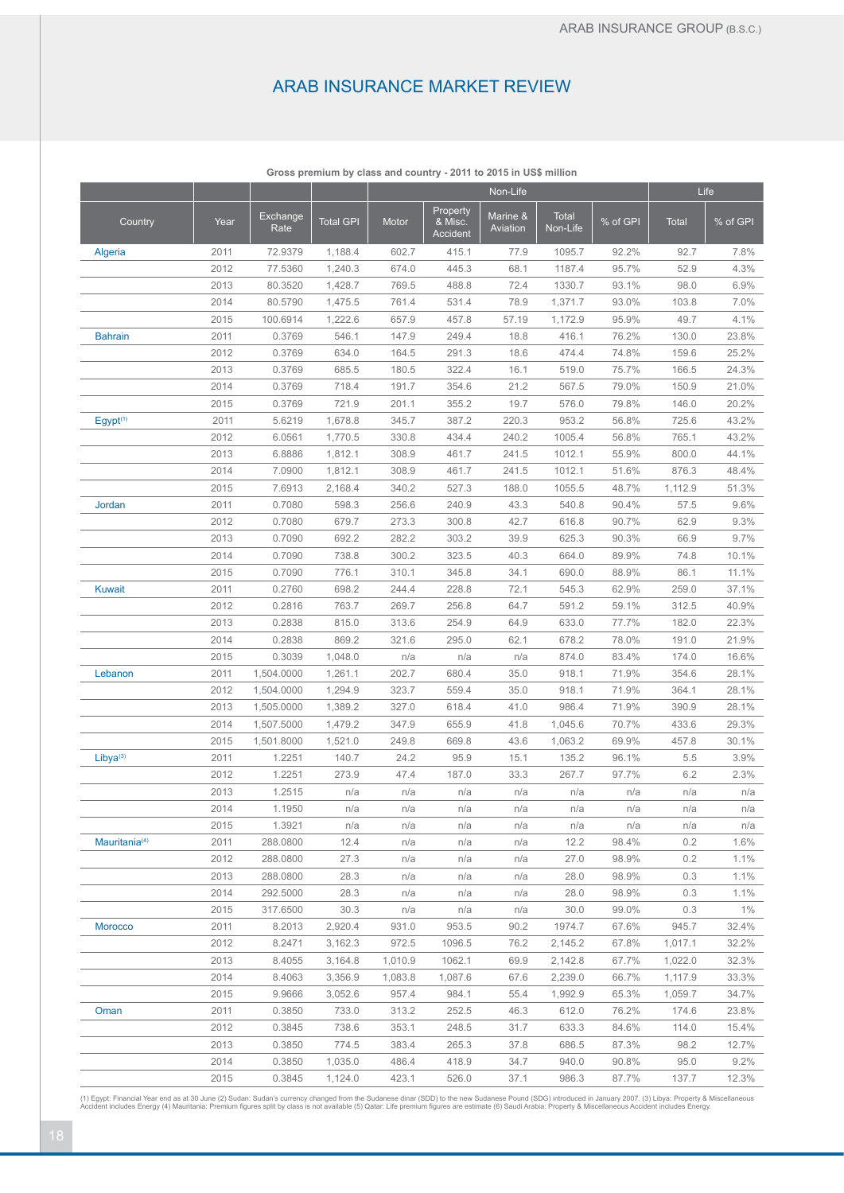# ARAB INSURANCE MARKET REVIEW

**Gross premium by class and country - 2011 to 2015 in US$ million**

| | | | | Non-Life | | | | | Life | |
|---|---|---|---|---|---|---|---|---|---|---|
| Country | Year | Exchange Rate | Total GPI | Motor | Property & Misc. Accident | Marine & Aviation | Total Non-Life | % of GPI | Total | % of GPI |
| Algeria | 2011 | 72.9379 | 1,188.4 | 602.7 | 415.1 | 77.9 | 1095.7 | 92.2% | 92.7 | 7.8% |
| | 2012 | 77.5360 | 1,240.3 | 674.0 | 445.3 | 68.1 | 1187.4 | 95.7% | 52.9 | 4.3% |
| | 2013 | 80.3520 | 1,428.7 | 769.5 | 488.8 | 72.4 | 1330.7 | 93.1% | 98.0 | 6.9% |
| | 2014 | 80.5790 | 1,475.5 | 761.4 | 531.4 | 78.9 | 1,371.7 | 93.0% | 103.8 | 7.0% |
| | 2015 | 100.6914 | 1,222.6 | 657.9 | 457.8 | 57.19 | 1,172.9 | 95.9% | 49.7 | 4.1% |
| Bahrain | 2011 | 0.3769 | 546.1 | 147.9 | 249.4 | 18.8 | 416.1 | 76.2% | 130.0 | 23.8% |
| | 2012 | 0.3769 | 634.0 | 164.5 | 291.3 | 18.6 | 474.4 | 74.8% | 159.6 | 25.2% |
| | 2013 | 0.3769 | 685.5 | 180.5 | 322.4 | 16.1 | 519.0 | 75.7% | 166.5 | 24.3% |
| | 2014 | 0.3769 | 718.4 | 191.7 | 354.6 | 21.2 | 567.5 | 79.0% | 150.9 | 21.0% |
| | 2015 | 0.3769 | 721.9 | 201.1 | 355.2 | 19.7 | 576.0 | 79.8% | 146.0 | 20.2% |
| Egypt[1] | 2011 | 5.6219 | 1,678.8 | 345.7 | 387.2 | 220.3 | 953.2 | 56.8% | 725.6 | 43.2% |
| | 2012 | 6.0561 | 1,770.5 | 330.8 | 434.4 | 240.2 | 1005.4 | 56.8% | 765.1 | 43.2% |
| | 2013 | 6.8886 | 1,812.1 | 308.9 | 461.7 | 241.5 | 1012.1 | 55.9% | 800.0 | 44.1% |
| | 2014 | 7.0900 | 1,812.1 | 308.9 | 461.7 | 241.5 | 1012.1 | 51.6% | 876.3 | 48.4% |
| | 2015 | 7.6913 | 2,168.4 | 340.2 | 527.3 | 188.0 | 1055.5 | 48.7% | 1,112.9 | 51.3% |
| Jordan | 2011 | 0.7080 | 598.3 | 256.6 | 240.9 | 43.3 | 540.8 | 90.4% | 57.5 | 9.6% |
| | 2012 | 0.7080 | 679.7 | 273.3 | 300.8 | 42.7 | 616.8 | 90.7% | 62.9 | 9.3% |
| | 2013 | 0.7090 | 692.2 | 282.2 | 303.2 | 39.9 | 625.3 | 90.3% | 66.9 | 9.7% |
| | 2014 | 0.7090 | 738.8 | 300.2 | 323.5 | 40.3 | 664.0 | 89.9% | 74.8 | 10.1% |
| | 2015 | 0.7090 | 776.1 | 310.1 | 345.8 | 34.1 | 690.0 | 88.9% | 86.1 | 11.1% |
| Kuwait | 2011 | 0.2760 | 698.2 | 244.4 | 228.8 | 72.1 | 545.3 | 62.9% | 259.0 | 37.1% |
| | 2012 | 0.2816 | 763.7 | 269.7 | 256.8 | 64.7 | 591.2 | 59.1% | 312.5 | 40.9% |
| | 2013 | 0.2838 | 815.0 | 313.6 | 254.9 | 64.9 | 633.0 | 77.7% | 182.0 | 22.3% |
| | 2014 | 0.2838 | 869.2 | 321.6 | 295.0 | 62.1 | 678.2 | 78.0% | 191.0 | 21.9% |
| | 2015 | 0.3039 | 1,048.0 | n/a | n/a | n/a | 874.0 | 83.4% | 174.0 | 16.6% |
| Lebanon | 2011 | 1,504.0000 | 1,261.1 | 202.7 | 680.4 | 35.0 | 918.1 | 71.9% | 354.6 | 28.1% |
| | 2012 | 1,504.0000 | 1,294.9 | 323.7 | 559.4 | 35.0 | 918.1 | 71.9% | 364.1 | 28.1% |
| | 2013 | 1,505.0000 | 1,389.2 | 327.0 | 618.4 | 41.0 | 986.4 | 71.9% | 390.9 | 28.1% |
| | 2014 | 1,507.5000 | 1,479.2 | 347.9 | 655.9 | 41.8 | 1,045.6 | 70.7% | 433.6 | 29.3% |
| | 2015 | 1,501.8000 | 1,521.0 | 249.8 | 669.8 | 43.6 | 1,063.2 | 69.9% | 457.8 | 30.1% |
| Libya[3] | 2011 | 1.2251 | 140.7 | 24.2 | 95.9 | 15.1 | 135.2 | 96.1% | 5.5 | 3.9% |
| | 2012 | 1.2251 | 273.9 | 47.4 | 187.0 | 33.3 | 267.7 | 97.7% | 6.2 | 2.3% |
| | 2013 | 1.2515 | n/a | n/a | n/a | n/a | n/a | n/a | n/a | n/a |
| | 2014 | 1.1950 | n/a | n/a | n/a | n/a | n/a | n/a | n/a | n/a |
| | 2015 | 1.3921 | n/a | n/a | n/a | n/a | n/a | n/a | n/a | n/a |
| Mauritania[4] | 2011 | 288.0800 | 12.4 | n/a | n/a | n/a | 12.2 | 98.4% | 0.2 | 1.6% |
| | 2012 | 288.0800 | 27.3 | n/a | n/a | n/a | 27.0 | 98.9% | 0.2 | 1.1% |
| | 2013 | 288.0800 | 28.3 | n/a | n/a | n/a | 28.0 | 98.9% | 0.3 | 1.1% |
| | 2014 | 292.5000 | 28.3 | n/a | n/a | n/a | 28.0 | 98.9% | 0.3 | 1.1% |
| | 2015 | 317.6500 | 30.3 | n/a | n/a | n/a | 30.0 | 99.0% | 0.3 | 1% |
| Morocco | 2011 | 8.2013 | 2,920.4 | 931.0 | 953.5 | 90.2 | 1974.7 | 67.6% | 945.7 | 32.4% |
| | 2012 | 8.2471 | 3,162.3 | 972.5 | 1096.5 | 76.2 | 2,145.2 | 67.8% | 1,017.1 | 32.2% |
| | 2013 | 8.4055 | 3,164.8 | 1,010.9 | 1062.1 | 69.9 | 2,142.8 | 67.7% | 1,022.0 | 32.3% |
| | 2014 | 8.4063 | 3,356.9 | 1,083.8 | 1,087.6 | 67.6 | 2,239.0 | 66.7% | 1,117.9 | 33.3% |
| | 2015 | 9.9666 | 3,052.6 | 957.4 | 984.1 | 55.4 | 1,992.9 | 65.3% | 1,059.7 | 34.7% |
| Oman | 2011 | 0.3850 | 733.0 | 313.2 | 252.5 | 46.3 | 612.0 | 76.2% | 174.6 | 23.8% |
| | 2012 | 0.3845 | 738.6 | 353.1 | 248.5 | 31.7 | 633.3 | 84.6% | 114.0 | 15.4% |
| | 2013 | 0.3850 | 774.5 | 383.4 | 265.3 | 37.8 | 686.5 | 87.3% | 98.2 | 12.7% |
| | 2014 | 0.3850 | 1,035.0 | 486.4 | 418.9 | 34.7 | 940.0 | 90.8% | 95.0 | 9.2% |
| | 2015 | 0.3845 | 1,124.0 | 423.1 | 526.0 | 37.1 | 986.3 | 87.7% | 137.7 | 12.3% |

(1) Egypt: Financial Year end as at 30 June (2) Sudan: Sudan's currency changed from the Sudanese dinar (SDD) to the new Sudanese Pound (SDG) introduced in January 2007. (3) Libya: Property & Miscellaneous Accident includes Energy (4) Mauritania: Premium figures split by class is not available (5) Qatar: Life premium figures are estimate (6) Saudi Arabia: Property & Miscellaneous Accident includes Energy.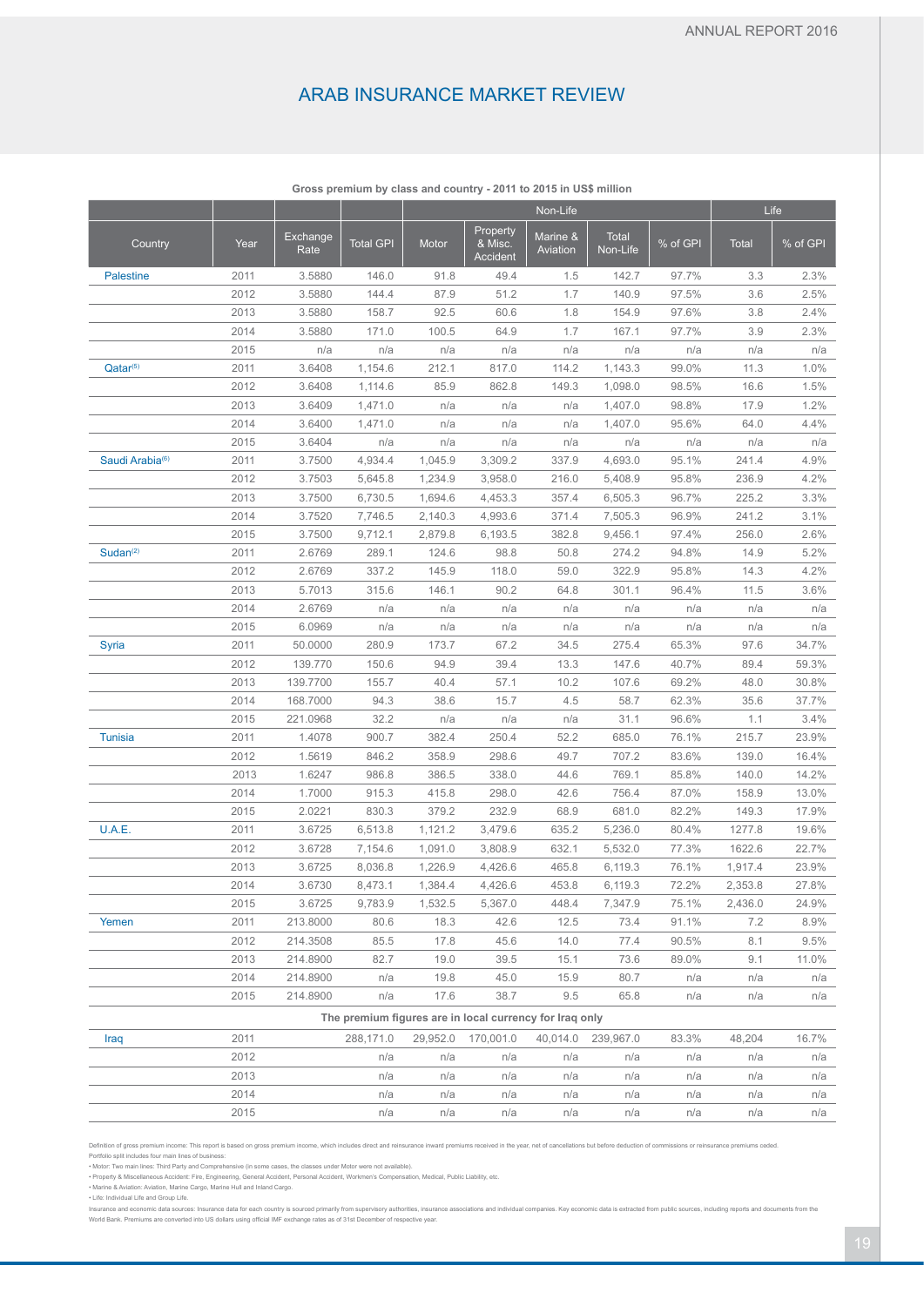# ARAB INSURANCE MARKET REVIEW

**Gross premium by class and country - 2011 to 2015 in US$ million**

| | | | | Non-Life | | | | | Life | |
|---|---|---|---|---|---|---|---|---|---|---|
| Country | Year | Exchange Rate | Total GPI | Motor | Property & Misc. Accident | Marine & Aviation | Total Non-Life | % of GPI | Total | % of GPI |
| Palestine | 2011 | 3.5880 | 146.0 | 91.8 | 49.4 | 1.5 | 142.7 | 97.7% | 3.3 | 2.3% |
| | 2012 | 3.5880 | 144.4 | 87.9 | 51.2 | 1.7 | 140.9 | 97.5% | 3.6 | 2.5% |
| | 2013 | 3.5880 | 158.7 | 92.5 | 60.6 | 1.8 | 154.9 | 97.6% | 3.8 | 2.4% |
| | 2014 | 3.5880 | 171.0 | 100.5 | 64.9 | 1.7 | 167.1 | 97.7% | 3.9 | 2.3% |
| | 2015 | n/a | n/a | n/a | n/a | n/a | n/a | n/a | n/a | n/a |
| Qatar[5] | 2011 | 3.6408 | 1,154.6 | 212.1 | 817.0 | 114.2 | 1,143.3 | 99.0% | 11.3 | 1.0% |
| | 2012 | 3.6408 | 1,114.6 | 85.9 | 862.8 | 149.3 | 1,098.0 | 98.5% | 16.6 | 1.5% |
| | 2013 | 3.6409 | 1,471.0 | n/a | n/a | n/a | 1,407.0 | 98.8% | 17.9 | 1.2% |
| | 2014 | 3.6400 | 1,471.0 | n/a | n/a | n/a | 1,407.0 | 95.6% | 64.0 | 4.4% |
| | 2015 | 3.6404 | n/a | n/a | n/a | n/a | n/a | n/a | n/a | n/a |
| Saudi Arabia[6] | 2011 | 3.7500 | 4,934.4 | 1,045.9 | 3,309.2 | 337.9 | 4,693.0 | 95.1% | 241.4 | 4.9% |
| | 2012 | 3.7503 | 5,645.8 | 1,234.9 | 3,958.0 | 216.0 | 5,408.9 | 95.8% | 236.9 | 4.2% |
| | 2013 | 3.7500 | 6,730.5 | 1,694.6 | 4,453.3 | 357.4 | 6,505.3 | 96.7% | 225.2 | 3.3% |
| | 2014 | 3.7520 | 7,746.5 | 2,140.3 | 4,993.6 | 371.4 | 7,505.3 | 96.9% | 241.2 | 3.1% |
| | 2015 | 3.7500 | 9,712.1 | 2,879.8 | 6,193.5 | 382.8 | 9,456.1 | 97.4% | 256.0 | 2.6% |
| Sudan[2] | 2011 | 2.6769 | 289.1 | 124.6 | 98.8 | 50.8 | 274.2 | 94.8% | 14.9 | 5.2% |
| | 2012 | 2.6769 | 337.2 | 145.9 | 118.0 | 59.0 | 322.9 | 95.8% | 14.3 | 4.2% |
| | 2013 | 5.7013 | 315.6 | 146.1 | 90.2 | 64.8 | 301.1 | 96.4% | 11.5 | 3.6% |
| | 2014 | 2.6769 | n/a | n/a | n/a | n/a | n/a | n/a | n/a | n/a |
| | 2015 | 6.0969 | n/a | n/a | n/a | n/a | n/a | n/a | n/a | n/a |
| Syria | 2011 | 50.0000 | 280.9 | 173.7 | 67.2 | 34.5 | 275.4 | 65.3% | 97.6 | 34.7% |
| | 2012 | 139.770 | 150.6 | 94.9 | 39.4 | 13.3 | 147.6 | 40.7% | 89.4 | 59.3% |
| | 2013 | 139.7700 | 155.7 | 40.4 | 57.1 | 10.2 | 107.6 | 69.2% | 48.0 | 30.8% |
| | 2014 | 168.7000 | 94.3 | 38.6 | 15.7 | 4.5 | 58.7 | 62.3% | 35.6 | 37.7% |
| | 2015 | 221.0968 | 32.2 | n/a | n/a | n/a | 31.1 | 96.6% | 1.1 | 3.4% |
| Tunisia | 2011 | 1.4078 | 900.7 | 382.4 | 250.4 | 52.2 | 685.0 | 76.1% | 215.7 | 23.9% |
| | 2012 | 1.5619 | 846.2 | 358.9 | 298.6 | 49.7 | 707.2 | 83.6% | 139.0 | 16.4% |
| | 2013 | 1.6247 | 986.8 | 386.5 | 338.0 | 44.6 | 769.1 | 85.8% | 140.0 | 14.2% |
| | 2014 | 1.7000 | 915.3 | 415.8 | 298.0 | 42.6 | 756.4 | 87.0% | 158.9 | 13.0% |
| | 2015 | 2.0221 | 830.3 | 379.2 | 232.9 | 68.9 | 681.0 | 82.2% | 149.3 | 17.9% |
| U.A.E. | 2011 | 3.6725 | 6,513.8 | 1,121.2 | 3,479.6 | 635.2 | 5,236.0 | 80.4% | 1277.8 | 19.6% |
| | 2012 | 3.6728 | 7,154.6 | 1,091.0 | 3,808.9 | 632.1 | 5,532.0 | 77.3% | 1622.6 | 22.7% |
| | 2013 | 3.6725 | 8,036.8 | 1,226.9 | 4,426.6 | 465.8 | 6,119.3 | 76.1% | 1,917.4 | 23.9% |
| | 2014 | 3.6730 | 8,473.1 | 1,384.4 | 4,426.6 | 453.8 | 6,119.3 | 72.2% | 2,353.8 | 27.8% |
| | 2015 | 3.6725 | 9,783.9 | 1,532.5 | 5,367.0 | 448.4 | 7,347.9 | 75.1% | 2,436.0 | 24.9% |
| Yemen | 2011 | 213.8000 | 80.6 | 18.3 | 42.6 | 12.5 | 73.4 | 91.1% | 7.2 | 8.9% |
| | 2012 | 214.3508 | 85.5 | 17.8 | 45.6 | 14.0 | 77.4 | 90.5% | 8.1 | 9.5% |
| | 2013 | 214.8900 | 82.7 | 19.0 | 39.5 | 15.1 | 73.6 | 89.0% | 9.1 | 11.0% |
| | 2014 | 214.8900 | n/a | 19.8 | 45.0 | 15.9 | 80.7 | n/a | n/a | n/a |
| | 2015 | 214.8900 | n/a | 17.6 | 38.7 | 9.5 | 65.8 | n/a | n/a | n/a |
| The premium figures are in local currency for Iraq only | | | | | | | | | | |
| Iraq | 2011 | | 288,171.0 | 29,952.0 | 170,001.0 | 40,014.0 | 239,967.0 | 83.3% | 48,204 | 16.7% |
| | 2012 | | n/a | n/a | n/a | n/a | n/a | n/a | n/a | n/a |
| | 2013 | | n/a | n/a | n/a | n/a | n/a | n/a | n/a | n/a |
| | 2014 | | n/a | n/a | n/a | n/a | n/a | n/a | n/a | n/a |
| | 2015 | | n/a | n/a | n/a | n/a | n/a | n/a | n/a | n/a |

Definition of gross premium income: This report is based on gross premium income, which includes direct and reinsurance inward premiums received in the year, net of cancellations but before deduction of commissions or reinsurance premiums ceded.

Portfolio split includes four main lines of business:

- Motor: Two main lines: Third Party and Comprehensive (in some cases, the classes under Motor were not available).
- Property & Miscellaneous Accident: Fire, Engineering, General Accident, Personal Accident, Workmen's Compensation, Medical, Public Liability, etc.
- Marine & Aviation: Aviation, Marine Cargo, Marine Hull and Inland Cargo.
- Life: Individual Life and Group Life.

Insurance and economic data sources: Insurance data for each country is sourced primarily from supervisory authorities, insurance associations and individual companies. Key economic data is extracted from public sources, including reports and documents from the World Bank. Premiums are converted into US dollars using official IMF exchange rates as of 31st December of respective year.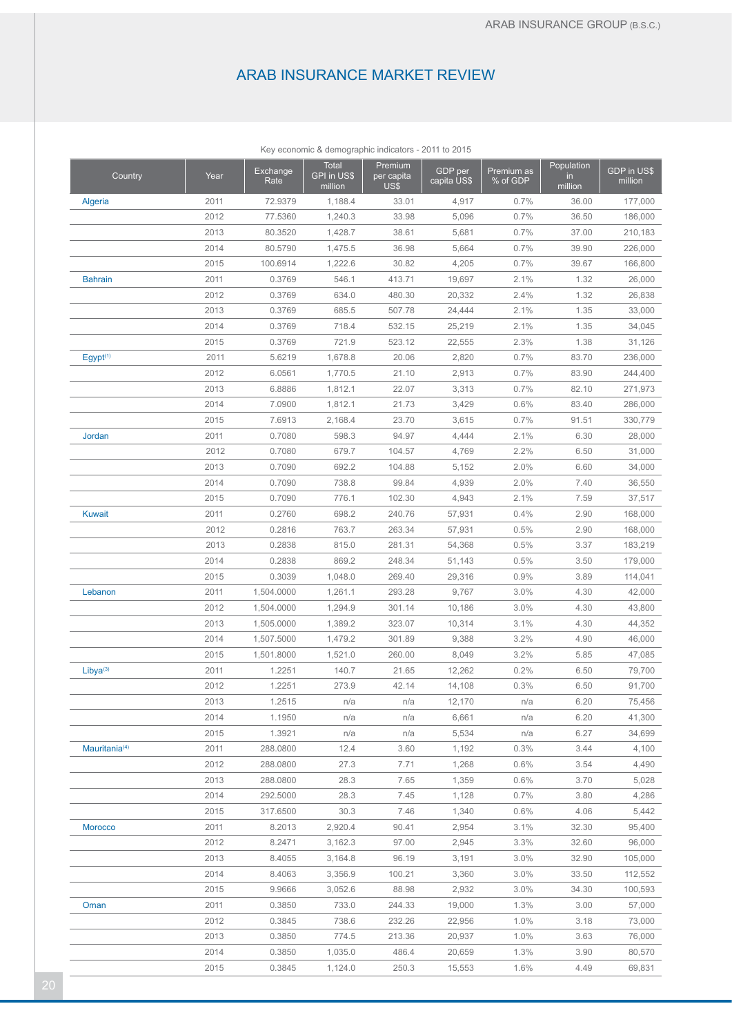# ARAB INSURANCE MARKET REVIEW

Key economic & demographic indicators - 2011 to 2015

| Country | Year | Exchange Rate | Total GPI in US$ million | Premium per capita US$ | GDP per capita US$ | Premium as % of GDP | Population in million | GDP in US$ million |
|---|---|---|---|---|---|---|---|---|
| Algeria | 2011 | 72.9379 | 1,188.4 | 33.01 | 4,917 | 0.7% | 36.00 | 177,000 |
| | 2012 | 77.5360 | 1,240.3 | 33.98 | 5,096 | 0.7% | 36.50 | 186,000 |
| | 2013 | 80.3520 | 1,428.7 | 38.61 | 5,681 | 0.7% | 37.00 | 210,183 |
| | 2014 | 80.5790 | 1,475.5 | 36.98 | 5,664 | 0.7% | 39.90 | 226,000 |
| | 2015 | 100.6914 | 1,222.6 | 30.82 | 4,205 | 0.7% | 39.67 | 166,800 |
| Bahrain | 2011 | 0.3769 | 546.1 | 413.71 | 19,697 | 2.1% | 1.32 | 26,000 |
| | 2012 | 0.3769 | 634.0 | 480.30 | 20,332 | 2.4% | 1.32 | 26,838 |
| | 2013 | 0.3769 | 685.5 | 507.78 | 24,444 | 2.1% | 1.35 | 33,000 |
| | 2014 | 0.3769 | 718.4 | 532.15 | 25,219 | 2.1% | 1.35 | 34,045 |
| | 2015 | 0.3769 | 721.9 | 523.12 | 22,555 | 2.3% | 1.38 | 31,126 |
| Egypt[1] | 2011 | 5.6219 | 1,678.8 | 20.06 | 2,820 | 0.7% | 83.70 | 236,000 |
| | 2012 | 6.0561 | 1,770.5 | 21.10 | 2,913 | 0.7% | 83.90 | 244,400 |
| | 2013 | 6.8886 | 1,812.1 | 22.07 | 3,313 | 0.7% | 82.10 | 271,973 |
| | 2014 | 7.0900 | 1,812.1 | 21.73 | 3,429 | 0.6% | 83.40 | 286,000 |
| | 2015 | 7.6913 | 2,168.4 | 23.70 | 3,615 | 0.7% | 91.51 | 330,779 |
| Jordan | 2011 | 0.7080 | 598.3 | 94.97 | 4,444 | 2.1% | 6.30 | 28,000 |
| | 2012 | 0.7080 | 679.7 | 104.57 | 4,769 | 2.2% | 6.50 | 31,000 |
| | 2013 | 0.7090 | 692.2 | 104.88 | 5,152 | 2.0% | 6.60 | 34,000 |
| | 2014 | 0.7090 | 738.8 | 99.84 | 4,939 | 2.0% | 7.40 | 36,550 |
| | 2015 | 0.7090 | 776.1 | 102.30 | 4,943 | 2.1% | 7.59 | 37,517 |
| Kuwait | 2011 | 0.2760 | 698.2 | 240.76 | 57,931 | 0.4% | 2.90 | 168,000 |
| | 2012 | 0.2816 | 763.7 | 263.34 | 57,931 | 0.5% | 2.90 | 168,000 |
| | 2013 | 0.2838 | 815.0 | 281.31 | 54,368 | 0.5% | 3.37 | 183,219 |
| | 2014 | 0.2838 | 869.2 | 248.34 | 51,143 | 0.5% | 3.50 | 179,000 |
| | 2015 | 0.3039 | 1,048.0 | 269.40 | 29,316 | 0.9% | 3.89 | 114,041 |
| Lebanon | 2011 | 1,504.0000 | 1,261.1 | 293.28 | 9,767 | 3.0% | 4.30 | 42,000 |
| | 2012 | 1,504.0000 | 1,294.9 | 301.14 | 10,186 | 3.0% | 4.30 | 43,800 |
| | 2013 | 1,505.0000 | 1,389.2 | 323.07 | 10,314 | 3.1% | 4.30 | 44,352 |
| | 2014 | 1,507.5000 | 1,479.2 | 301.89 | 9,388 | 3.2% | 4.90 | 46,000 |
| | 2015 | 1,501.8000 | 1,521.0 | 260.00 | 8,049 | 3.2% | 5.85 | 47,085 |
| Libya[3] | 2011 | 1.2251 | 140.7 | 21.65 | 12,262 | 0.2% | 6.50 | 79,700 |
| | 2012 | 1.2251 | 273.9 | 42.14 | 14,108 | 0.3% | 6.50 | 91,700 |
| | 2013 | 1.2515 | n/a | n/a | 12,170 | n/a | 6.20 | 75,456 |
| | 2014 | 1.1950 | n/a | n/a | 6,661 | n/a | 6.20 | 41,300 |
| | 2015 | 1.3921 | n/a | n/a | 5,534 | n/a | 6.27 | 34,699 |
| Mauritania[4] | 2011 | 288.0800 | 12.4 | 3.60 | 1,192 | 0.3% | 3.44 | 4,100 |
| | 2012 | 288.0800 | 27.3 | 7.71 | 1,268 | 0.6% | 3.54 | 4,490 |
| | 2013 | 288.0800 | 28.3 | 7.65 | 1,359 | 0.6% | 3.70 | 5,028 |
| | 2014 | 292.5000 | 28.3 | 7.45 | 1,128 | 0.7% | 3.80 | 4,286 |
| | 2015 | 317.6500 | 30.3 | 7.46 | 1,340 | 0.6% | 4.06 | 5,442 |
| Morocco | 2011 | 8.2013 | 2,920.4 | 90.41 | 2,954 | 3.1% | 32.30 | 95,400 |
| | 2012 | 8.2471 | 3,162.3 | 97.00 | 2,945 | 3.3% | 32.60 | 96,000 |
| | 2013 | 8.4055 | 3,164.8 | 96.19 | 3,191 | 3.0% | 32.90 | 105,000 |
| | 2014 | 8.4063 | 3,356.9 | 100.21 | 3,360 | 3.0% | 33.50 | 112,552 |
| | 2015 | 9.9666 | 3,052.6 | 88.98 | 2,932 | 3.0% | 34.30 | 100,593 |
| Oman | 2011 | 0.3850 | 733.0 | 244.33 | 19,000 | 1.3% | 3.00 | 57,000 |
| | 2012 | 0.3845 | 738.6 | 232.26 | 22,956 | 1.0% | 3.18 | 73,000 |
| | 2013 | 0.3850 | 774.5 | 213.36 | 20,937 | 1.0% | 3.63 | 76,000 |
| | 2014 | 0.3850 | 1,035.0 | 486.4 | 20,659 | 1.3% | 3.90 | 80,570 |
| | 2015 | 0.3845 | 1,124.0 | 250.3 | 15,553 | 1.6% | 4.49 | 69,831 |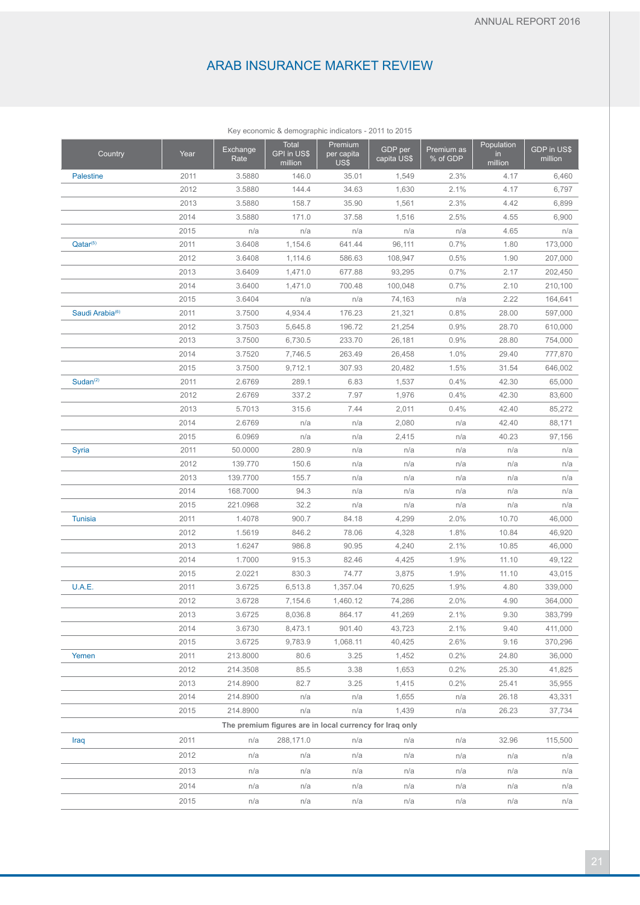# ARAB INSURANCE MARKET REVIEW

Key economic & demographic indicators - 2011 to 2015

| Country | Year | Exchange Rate | Total GPI in US$ million | Premium per capita US$ | GDP per capita US$ | Premium as % of GDP | Population in million | GDP in US$ million |
|---|---|---|---|---|---|---|---|---|
| Palestine | 2011 | 3.5880 | 146.0 | 35.01 | 1,549 | 2.3% | 4.17 | 6,460 |
| | 2012 | 3.5880 | 144.4 | 34.63 | 1,630 | 2.1% | 4.17 | 6,797 |
| | 2013 | 3.5880 | 158.7 | 35.90 | 1,561 | 2.3% | 4.42 | 6,899 |
| | 2014 | 3.5880 | 171.0 | 37.58 | 1,516 | 2.5% | 4.55 | 6,900 |
| | 2015 | n/a | n/a | n/a | n/a | n/a | 4.65 | n/a |
| Qatar[5] | 2011 | 3.6408 | 1,154.6 | 641.44 | 96,111 | 0.7% | 1.80 | 173,000 |
| | 2012 | 3.6408 | 1,114.6 | 586.63 | 108,947 | 0.5% | 1.90 | 207,000 |
| | 2013 | 3.6409 | 1,471.0 | 677.88 | 93,295 | 0.7% | 2.17 | 202,450 |
| | 2014 | 3.6400 | 1,471.0 | 700.48 | 100,048 | 0.7% | 2.10 | 210,100 |
| | 2015 | 3.6404 | n/a | n/a | 74,163 | n/a | 2.22 | 164,641 |
| Saudi Arabia[6] | 2011 | 3.7500 | 4,934.4 | 176.23 | 21,321 | 0.8% | 28.00 | 597,000 |
| | 2012 | 3.7503 | 5,645.8 | 196.72 | 21,254 | 0.9% | 28.70 | 610,000 |
| | 2013 | 3.7500 | 6,730.5 | 233.70 | 26,181 | 0.9% | 28.80 | 754,000 |
| | 2014 | 3.7520 | 7,746.5 | 263.49 | 26,458 | 1.0% | 29.40 | 777,870 |
| | 2015 | 3.7500 | 9,712.1 | 307.93 | 20,482 | 1.5% | 31.54 | 646,002 |
| Sudan[2] | 2011 | 2.6769 | 289.1 | 6.83 | 1,537 | 0.4% | 42.30 | 65,000 |
| | 2012 | 2.6769 | 337.2 | 7.97 | 1,976 | 0.4% | 42.30 | 83,600 |
| | 2013 | 5.7013 | 315.6 | 7.44 | 2,011 | 0.4% | 42.40 | 85,272 |
| | 2014 | 2.6769 | n/a | n/a | 2,080 | n/a | 42.40 | 88,171 |
| | 2015 | 6.0969 | n/a | n/a | 2,415 | n/a | 40.23 | 97,156 |
| Syria | 2011 | 50.0000 | 280.9 | n/a | n/a | n/a | n/a | n/a |
| | 2012 | 139.770 | 150.6 | n/a | n/a | n/a | n/a | n/a |
| | 2013 | 139.7700 | 155.7 | n/a | n/a | n/a | n/a | n/a |
| | 2014 | 168.7000 | 94.3 | n/a | n/a | n/a | n/a | n/a |
| | 2015 | 221.0968 | 32.2 | n/a | n/a | n/a | n/a | n/a |
| Tunisia | 2011 | 1.4078 | 900.7 | 84.18 | 4,299 | 2.0% | 10.70 | 46,000 |
| | 2012 | 1.5619 | 846.2 | 78.06 | 4,328 | 1.8% | 10.84 | 46,920 |
| | 2013 | 1.6247 | 986.8 | 90.95 | 4,240 | 2.1% | 10.85 | 46,000 |
| | 2014 | 1.7000 | 915.3 | 82.46 | 4,425 | 1.9% | 11.10 | 49,122 |
| | 2015 | 2.0221 | 830.3 | 74.77 | 3,875 | 1.9% | 11.10 | 43,015 |
| U.A.E. | 2011 | 3.6725 | 6,513.8 | 1,357.04 | 70,625 | 1.9% | 4.80 | 339,000 |
| | 2012 | 3.6728 | 7,154.6 | 1,460.12 | 74,286 | 2.0% | 4.90 | 364,000 |
| | 2013 | 3.6725 | 8,036.8 | 864.17 | 41,269 | 2.1% | 9.30 | 383,799 |
| | 2014 | 3.6730 | 8,473.1 | 901.40 | 43,723 | 2.1% | 9.40 | 411,000 |
| | 2015 | 3.6725 | 9,783.9 | 1,068.11 | 40,425 | 2.6% | 9.16 | 370,296 |
| Yemen | 2011 | 213.8000 | 80.6 | 3.25 | 1,452 | 0.2% | 24.80 | 36,000 |
| | 2012 | 214.3508 | 85.5 | 3.38 | 1,653 | 0.2% | 25.30 | 41,825 |
| | 2013 | 214.8900 | 82.7 | 3.25 | 1,415 | 0.2% | 25.41 | 35,955 |
| | 2014 | 214.8900 | n/a | n/a | 1,655 | n/a | 26.18 | 43,331 |
| | 2015 | 214.8900 | n/a | n/a | 1,439 | n/a | 26.23 | 37,734 |
| **The premium figures are in local currency for Iraq only** | | | | | | | | |
| Iraq | 2011 | n/a | 288,171.0 | n/a | n/a | n/a | 32.96 | 115,500 |
| | 2012 | n/a | n/a | n/a | n/a | n/a | n/a | n/a |
| | 2013 | n/a | n/a | n/a | n/a | n/a | n/a | n/a |
| | 2014 | n/a | n/a | n/a | n/a | n/a | n/a | n/a |
| | 2015 | n/a | n/a | n/a | n/a | n/a | n/a | n/a |